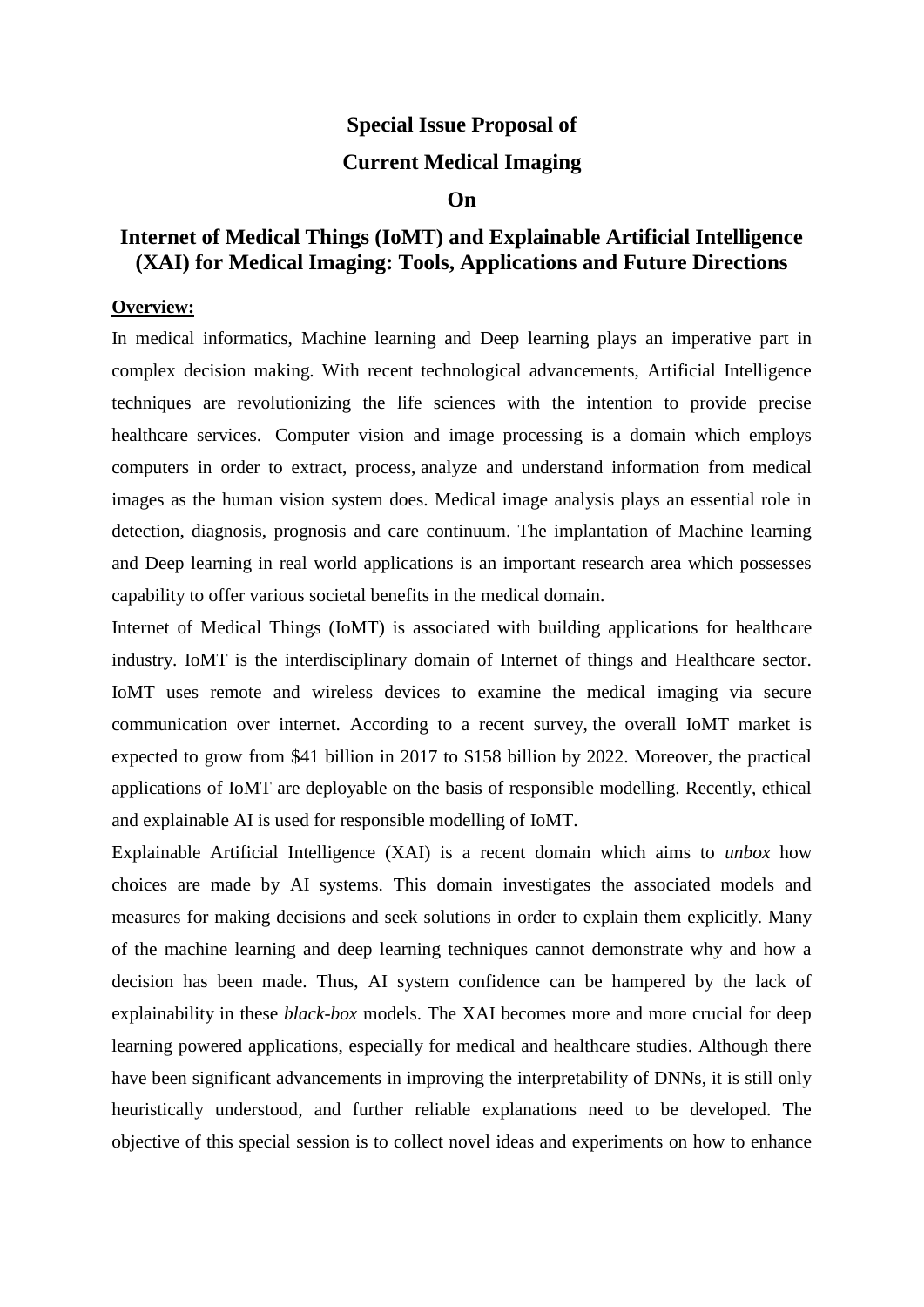**Special Issue Proposal of**

**Current Medical Imaging**

**On**

# Internet of Medical Things (IoMT) and Explainable Artificial Intelligence (XAI) for Medical Imaging: Tools, Applications and Future Directions

**Overview:**

In medical informatics, Machine learning and Deep learning plays an imperative part in complex decision making. With recent technological advancements, Artificial Intelligence techniques are revolutionizing the life sciences with the intention to provide precise healthcare services. Computer vision and image processing is a domain which employs computers in order to extract, process, analyze and understand information from medical images as the human vision system does. Medical image analysis plays an essential role in detection, diagnosis, prognosis and care continuum. The implantation of Machine learning and Deep learning in real world applications is an important research area which possesses capability to offer various societal benefits in the medical domain.

Internet of Medical Things (IoMT) is associated with building applications for healthcare industry. IoMT is the interdisciplinary domain of Internet of things and Healthcare sector. IoMT uses remote and wireless devices to examine the medical imaging via secure communication over internet. According to a recent survey, the overall IoMT market is expected to grow from $41 billion in 2017 to $158 billion by 2022. Moreover, the practical applications of IoMT are deployable on the basis of responsible modelling. Recently, ethical and explainable AI is used for responsible modelling of IoMT.

Explainable Artificial Intelligence (XAI) is a recent domain which aims to *unbox* how choices are made by AI systems. This domain investigates the associated models and measures for making decisions and seek solutions in order to explain them explicitly. Many of the machine learning and deep learning techniques cannot demonstrate why and how a decision has been made. Thus, AI system confidence can be hampered by the lack of explainability in these *black-box* models. The XAI becomes more and more crucial for deep learning powered applications, especially for medical and healthcare studies. Although there have been significant advancements in improving the interpretability of DNNs, it is still only heuristically understood, and further reliable explanations need to be developed. The objective of this special session is to collect novel ideas and experiments on how to enhance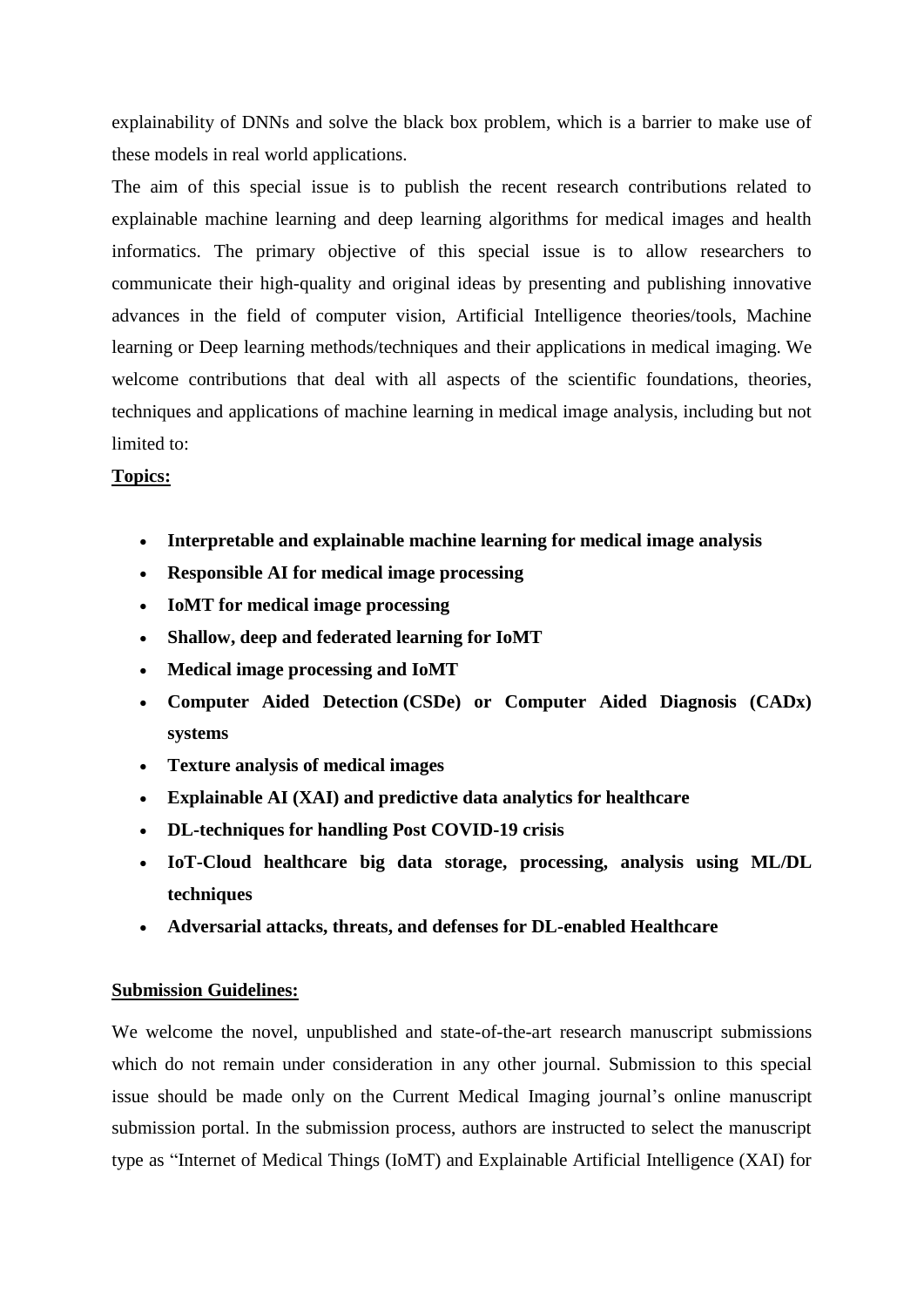explainability of DNNs and solve the black box problem, which is a barrier to make use of these models in real world applications.

The aim of this special issue is to publish the recent research contributions related to explainable machine learning and deep learning algorithms for medical images and health informatics. The primary objective of this special issue is to allow researchers to communicate their high-quality and original ideas by presenting and publishing innovative advances in the field of computer vision, Artificial Intelligence theories/tools, Machine learning or Deep learning methods/techniques and their applications in medical imaging. We welcome contributions that deal with all aspects of the scientific foundations, theories, techniques and applications of machine learning in medical image analysis, including but not limited to:

**Topics:**

- **Interpretable and explainable machine learning for medical image analysis**
- **Responsible AI for medical image processing**
- **IoMT for medical image processing**
- **Shallow, deep and federated learning for IoMT**
- **Medical image processing and IoMT**
- **Computer Aided Detection (CSDe) or Computer Aided Diagnosis (CADx) systems**
- **Texture analysis of medical images**
- **Explainable AI (XAI) and predictive data analytics for healthcare**
- **DL-techniques for handling Post COVID-19 crisis**
- **IoT-Cloud healthcare big data storage, processing, analysis using ML/DL techniques**
- **Adversarial attacks, threats, and defenses for DL-enabled Healthcare**

**Submission Guidelines:**

We welcome the novel, unpublished and state-of-the-art research manuscript submissions which do not remain under consideration in any other journal. Submission to this special issue should be made only on the Current Medical Imaging journal's online manuscript submission portal. In the submission process, authors are instructed to select the manuscript type as "Internet of Medical Things (IoMT) and Explainable Artificial Intelligence (XAI) for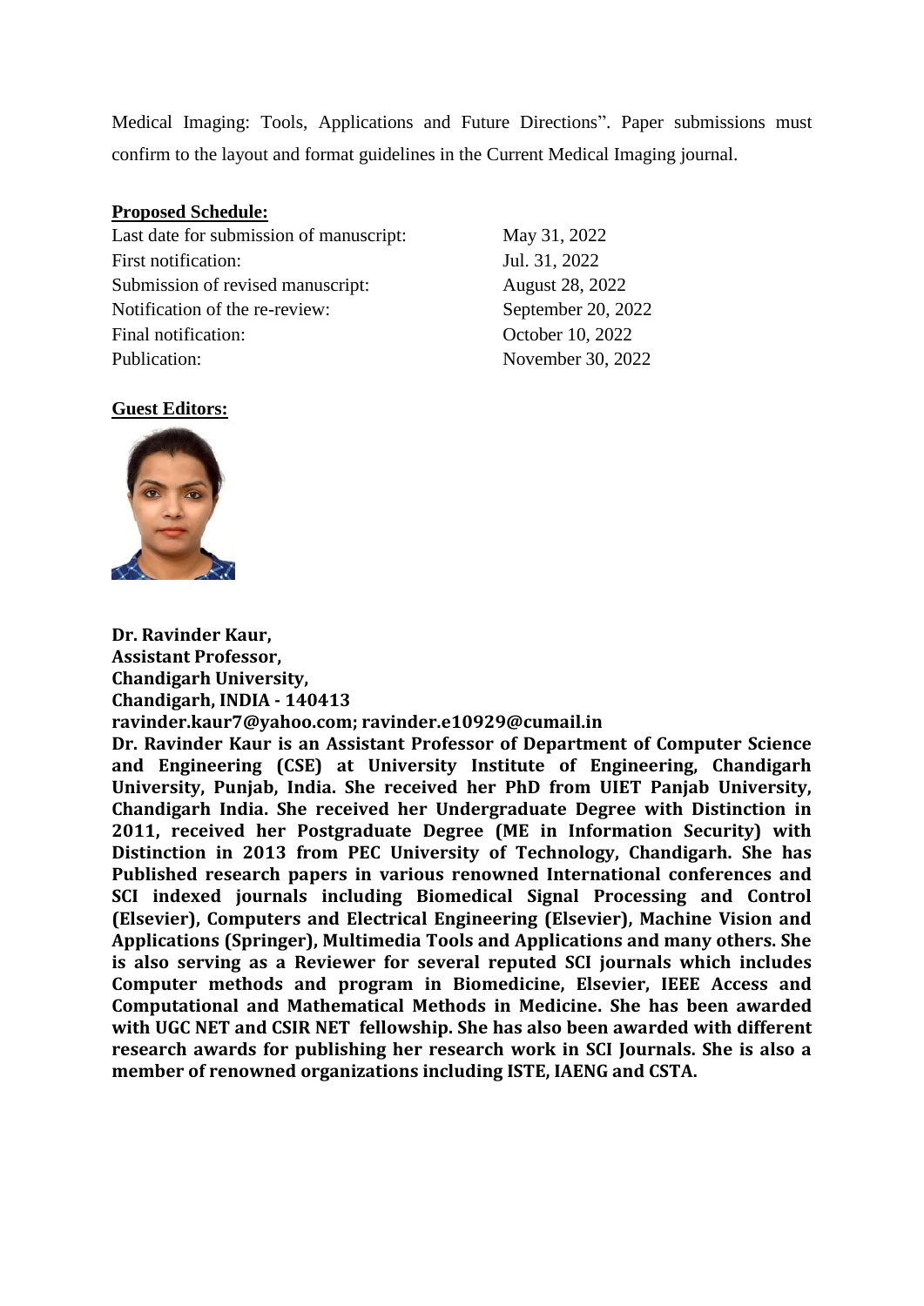Medical Imaging: Tools, Applications and Future Directions". Paper submissions must confirm to the layout and format guidelines in the Current Medical Imaging journal.

**Proposed Schedule:**

| | |
|---|---|
| Last date for submission of manuscript: | May 31, 2022 |
| First notification: | Jul. 31, 2022 |
| Submission of revised manuscript: | August 28, 2022 |
| Notification of the re-review: | September 20, 2022 |
| Final notification: | October 10, 2022 |
| Publication: | November 30, 2022 |

**Guest Editors:**

**Dr. Ravinder Kaur,**
**Assistant Professor,**
**Chandigarh University,**
**Chandigarh, INDIA - 140413**
**ravinder.kaur7@yahoo.com; ravinder.e10929@cumail.in**

**Dr. Ravinder Kaur is an Assistant Professor of Department of Computer Science and Engineering (CSE) at University Institute of Engineering, Chandigarh University, Punjab, India. She received her PhD from UIET Panjab University, Chandigarh India. She received her Undergraduate Degree with Distinction in 2011, received her Postgraduate Degree (ME in Information Security) with Distinction in 2013 from PEC University of Technology, Chandigarh. She has Published research papers in various renowned International conferences and SCI indexed journals including Biomedical Signal Processing and Control (Elsevier), Computers and Electrical Engineering (Elsevier), Machine Vision and Applications (Springer), Multimedia Tools and Applications and many others. She is also serving as a Reviewer for several reputed SCI journals which includes Computer methods and program in Biomedicine, Elsevier, IEEE Access and Computational and Mathematical Methods in Medicine. She has been awarded with UGC NET and CSIR NET fellowship. She has also been awarded with different research awards for publishing her research work in SCI Journals. She is also a member of renowned organizations including ISTE, IAENG and CSTA.**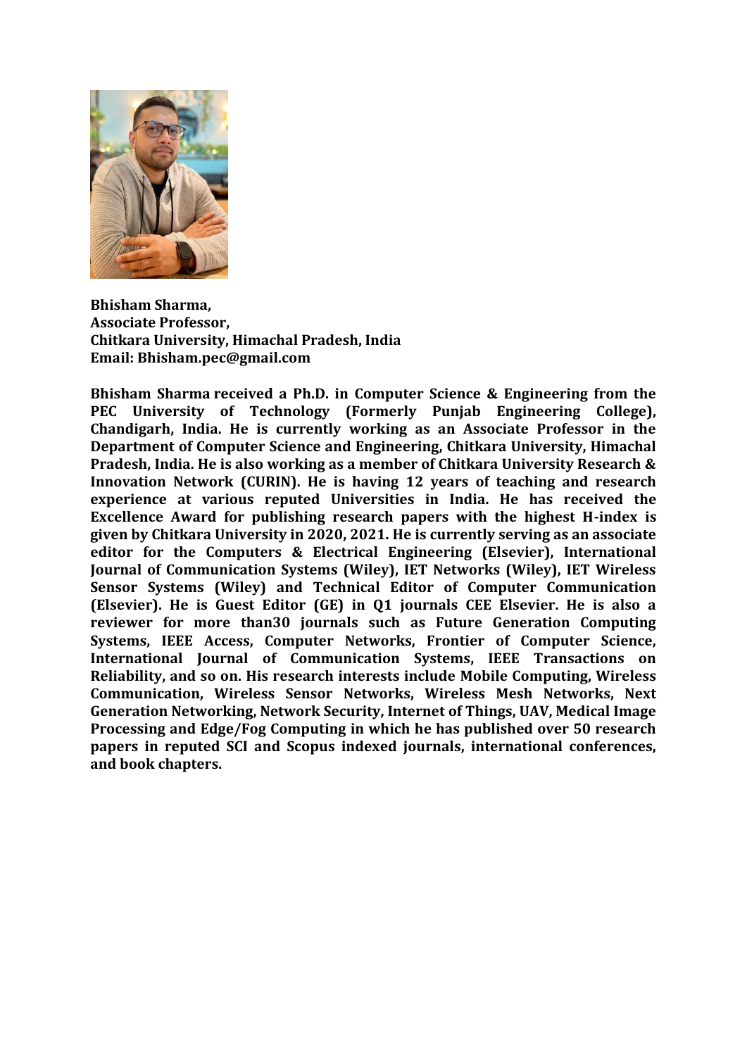**Bhisham Sharma,**
**Associate Professor,**
**Chitkara University, Himachal Pradesh, India**
**Email: Bhisham.pec@gmail.com**

**Bhisham Sharma received a Ph.D. in Computer Science & Engineering from the PEC University of Technology (Formerly Punjab Engineering College), Chandigarh, India. He is currently working as an Associate Professor in the Department of Computer Science and Engineering, Chitkara University, Himachal Pradesh, India. He is also working as a member of Chitkara University Research & Innovation Network (CURIN). He is having 12 years of teaching and research experience at various reputed Universities in India. He has received the Excellence Award for publishing research papers with the highest H-index is given by Chitkara University in 2020, 2021. He is currently serving as an associate editor for the Computers & Electrical Engineering (Elsevier), International Journal of Communication Systems (Wiley), IET Networks (Wiley), IET Wireless Sensor Systems (Wiley) and Technical Editor of Computer Communication (Elsevier). He is Guest Editor (GE) in Q1 journals CEE Elsevier. He is also a reviewer for more than30 journals such as Future Generation Computing Systems, IEEE Access, Computer Networks, Frontier of Computer Science, International Journal of Communication Systems, IEEE Transactions on Reliability, and so on. His research interests include Mobile Computing, Wireless Communication, Wireless Sensor Networks, Wireless Mesh Networks, Next Generation Networking, Network Security, Internet of Things, UAV, Medical Image Processing and Edge/Fog Computing in which he has published over 50 research papers in reputed SCI and Scopus indexed journals, international conferences, and book chapters.**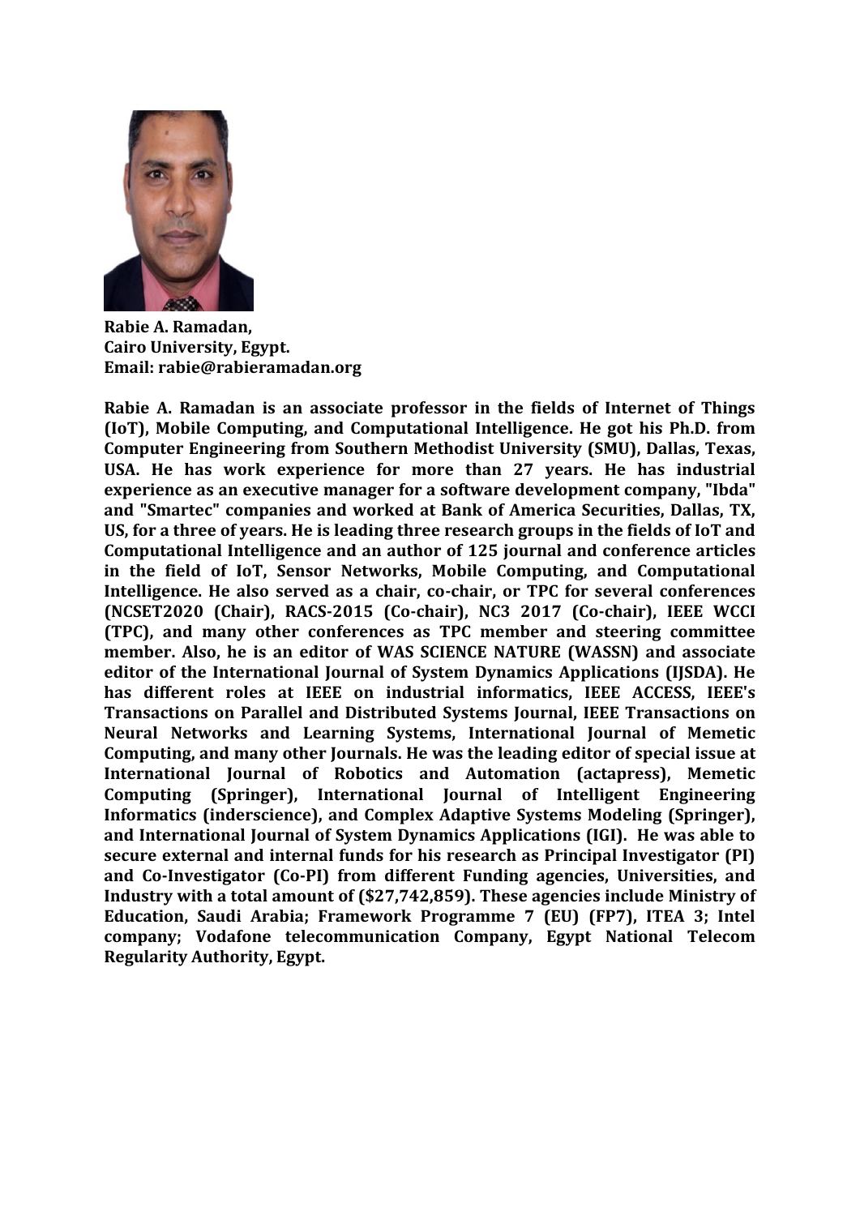**Rabie A. Ramadan,**
**Cairo University, Egypt.**
**Email: rabie@rabieramadan.org**

**Rabie A. Ramadan is an associate professor in the fields of Internet of Things (IoT), Mobile Computing, and Computational Intelligence. He got his Ph.D. from Computer Engineering from Southern Methodist University (SMU), Dallas, Texas, USA. He has work experience for more than 27 years. He has industrial experience as an executive manager for a software development company, "Ibda" and "Smartec" companies and worked at Bank of America Securities, Dallas, TX, US, for a three of years. He is leading three research groups in the fields of IoT and Computational Intelligence and an author of 125 journal and conference articles in the field of IoT, Sensor Networks, Mobile Computing, and Computational Intelligence. He also served as a chair, co-chair, or TPC for several conferences (NCSET2020 (Chair), RACS-2015 (Co-chair), NC3 2017 (Co-chair), IEEE WCCI (TPC), and many other conferences as TPC member and steering committee member. Also, he is an editor of WAS SCIENCE NATURE (WASSN) and associate editor of the International Journal of System Dynamics Applications (IJSDA). He has different roles at IEEE on industrial informatics, IEEE ACCESS, IEEE's Transactions on Parallel and Distributed Systems Journal, IEEE Transactions on Neural Networks and Learning Systems, International Journal of Memetic Computing, and many other Journals. He was the leading editor of special issue at International Journal of Robotics and Automation (actapress), Memetic Computing (Springer), International Journal of Intelligent Engineering Informatics (inderscience), and Complex Adaptive Systems Modeling (Springer), and International Journal of System Dynamics Applications (IGI). He was able to secure external and internal funds for his research as Principal Investigator (PI) and Co-Investigator (Co-PI) from different Funding agencies, Universities, and Industry with a total amount of ($27,742,859). These agencies include Ministry of Education, Saudi Arabia; Framework Programme 7 (EU) (FP7), ITEA 3; Intel company; Vodafone telecommunication Company, Egypt National Telecom Regularity Authority, Egypt.**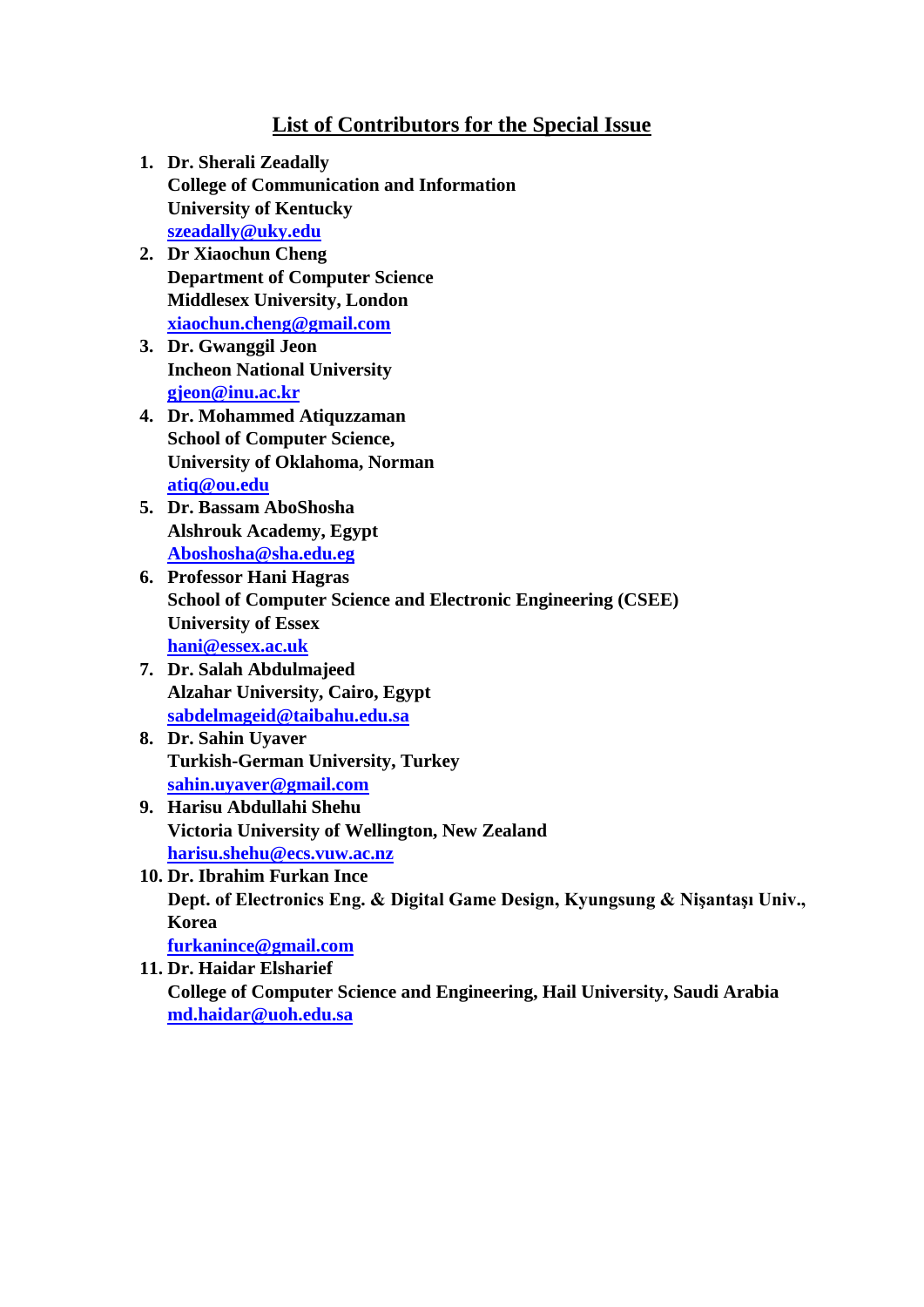# List of Contributors for the Special Issue

1. **Dr. Sherali Zeadally**
   **College of Communication and Information**
   **University of Kentucky**
   **szeadally@uky.edu**
2. **Dr Xiaochun Cheng**
   **Department of Computer Science**
   **Middlesex University, London**
   **xiaochun.cheng@gmail.com**
3. **Dr. Gwanggil Jeon**
   **Incheon National University**
   **gjeon@inu.ac.kr**
4. **Dr. Mohammed Atiquzzaman**
   **School of Computer Science,**
   **University of Oklahoma, Norman**
   **atiq@ou.edu**
5. **Dr. Bassam AboShosha**
   **Alshrouk Academy, Egypt**
   **Aboshosha@sha.edu.eg**
6. **Professor Hani Hagras**
   **School of Computer Science and Electronic Engineering (CSEE)**
   **University of Essex**
   **hani@essex.ac.uk**
7. **Dr. Salah Abdulmajeed**
   **Alzahar University, Cairo, Egypt**
   **sabdelmageid@taibahu.edu.sa**
8. **Dr. Sahin Uyaver**
   **Turkish-German University, Turkey**
   **sahin.uyaver@gmail.com**
9. **Harisu Abdullahi Shehu**
   **Victoria University of Wellington, New Zealand**
   **harisu.shehu@ecs.vuw.ac.nz**
10. **Dr. Ibrahim Furkan Ince**
    **Dept. of Electronics Eng. & Digital Game Design, Kyungsung & Nişantaşı Univ., Korea**
    **furkanince@gmail.com**
11. **Dr. Haidar Elsharief**
    **College of Computer Science and Engineering, Hail University, Saudi Arabia**
    **md.haidar@uoh.edu.sa**